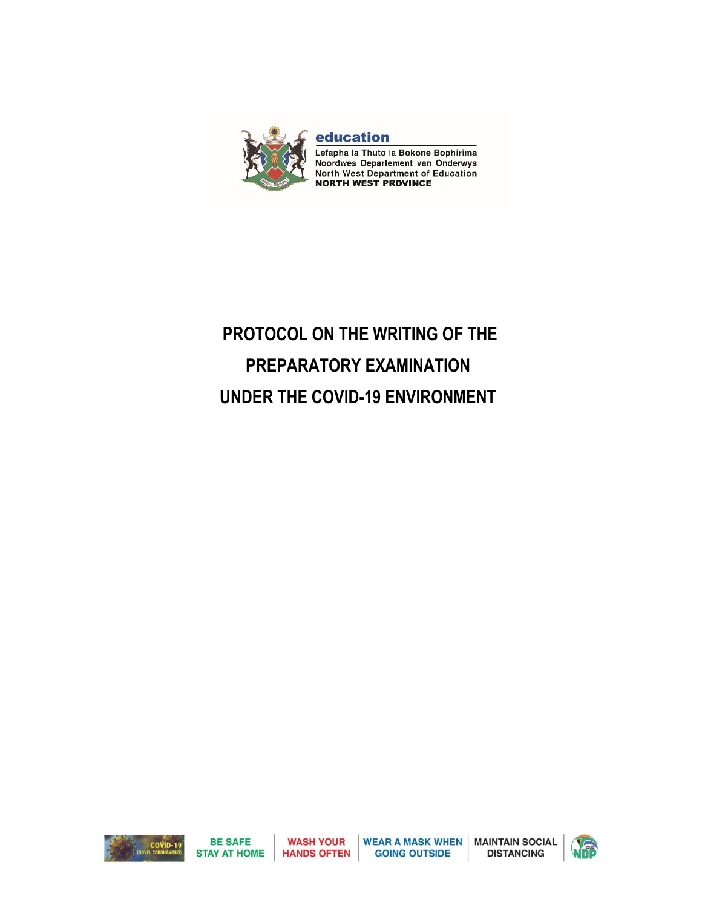**education**

Lefapha la Thuto la Bokone Bophirima
Noordwes Departement van Onderwys
North West Department of Education
**NORTH WEST PROVINCE**

# PROTOCOL ON THE WRITING OF THE PREPARATORY EXAMINATION UNDER THE COVID-19 ENVIRONMENT

COVID-19 (NOVEL CORONAVIRUS) | BE SAFE STAY AT HOME | WASH YOUR HANDS OFTEN | WEAR A MASK WHEN GOING OUTSIDE | MAINTAIN SOCIAL DISTANCING | NDP 2030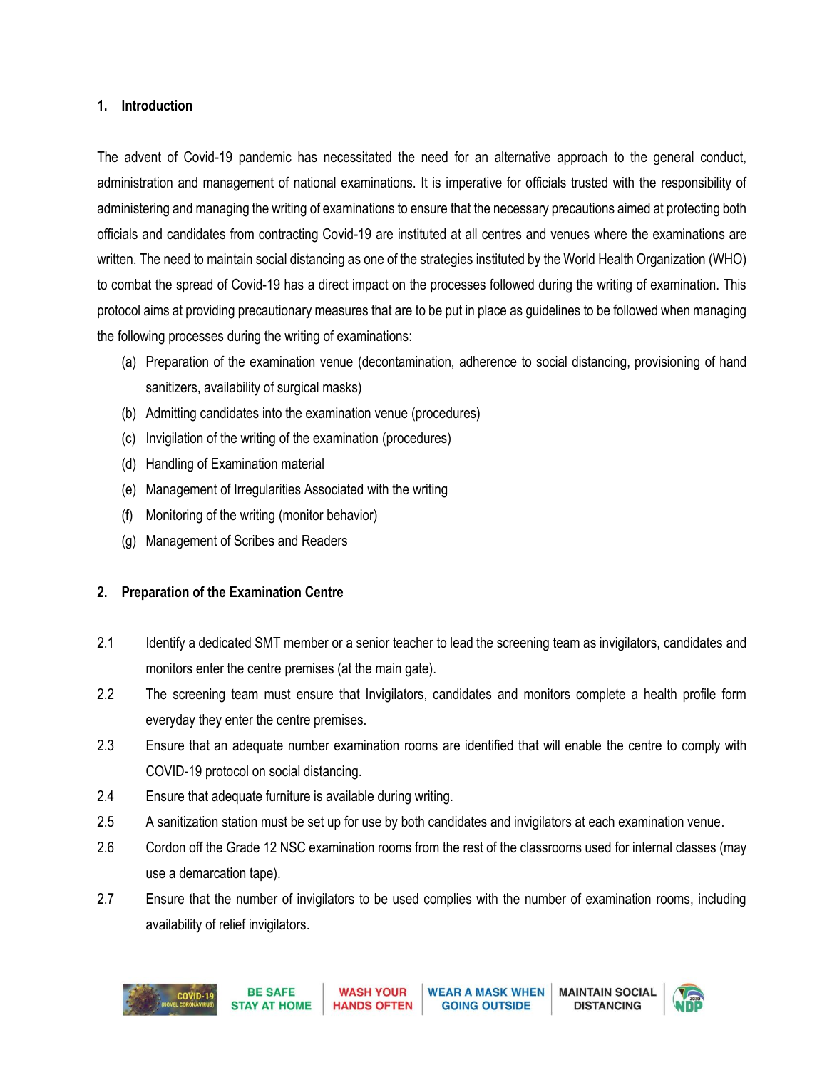## 1. Introduction

The advent of Covid-19 pandemic has necessitated the need for an alternative approach to the general conduct, administration and management of national examinations. It is imperative for officials trusted with the responsibility of administering and managing the writing of examinations to ensure that the necessary precautions aimed at protecting both officials and candidates from contracting Covid-19 are instituted at all centres and venues where the examinations are written. The need to maintain social distancing as one of the strategies instituted by the World Health Organization (WHO) to combat the spread of Covid-19 has a direct impact on the processes followed during the writing of examination. This protocol aims at providing precautionary measures that are to be put in place as guidelines to be followed when managing the following processes during the writing of examinations:

(a) Preparation of the examination venue (decontamination, adherence to social distancing, provisioning of hand sanitizers, availability of surgical masks)
(b) Admitting candidates into the examination venue (procedures)
(c) Invigilation of the writing of the examination (procedures)
(d) Handling of Examination material
(e) Management of Irregularities Associated with the writing
(f) Monitoring of the writing (monitor behavior)
(g) Management of Scribes and Readers

## 2. Preparation of the Examination Centre

2.1 Identify a dedicated SMT member or a senior teacher to lead the screening team as invigilators, candidates and monitors enter the centre premises (at the main gate).

2.2 The screening team must ensure that Invigilators, candidates and monitors complete a health profile form everyday they enter the centre premises.

2.3 Ensure that an adequate number examination rooms are identified that will enable the centre to comply with COVID-19 protocol on social distancing.

2.4 Ensure that adequate furniture is available during writing.

2.5 A sanitization station must be set up for use by both candidates and invigilators at each examination venue.

2.6 Cordon off the Grade 12 NSC examination rooms from the rest of the classrooms used for internal classes (may use a demarcation tape).

2.7 Ensure that the number of invigilators to be used complies with the number of examination rooms, including availability of relief invigilators.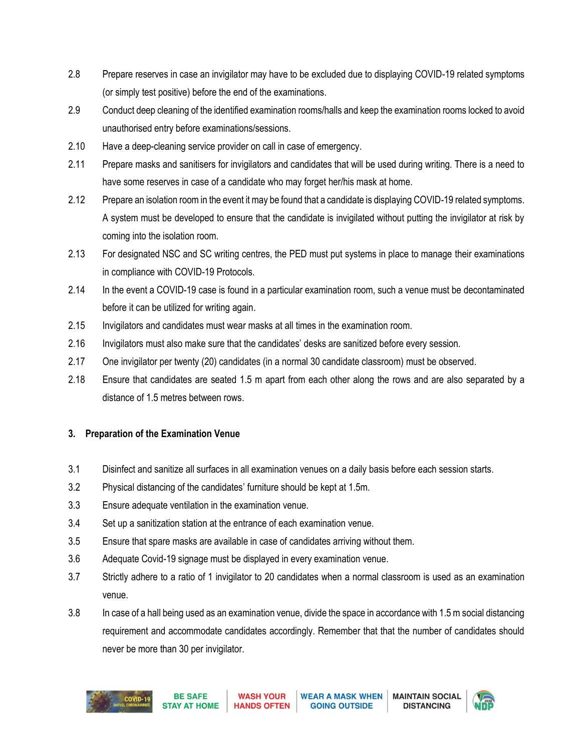2.8 Prepare reserves in case an invigilator may have to be excluded due to displaying COVID-19 related symptoms (or simply test positive) before the end of the examinations.

2.9 Conduct deep cleaning of the identified examination rooms/halls and keep the examination rooms locked to avoid unauthorised entry before examinations/sessions.

2.10 Have a deep-cleaning service provider on call in case of emergency.

2.11 Prepare masks and sanitisers for invigilators and candidates that will be used during writing. There is a need to have some reserves in case of a candidate who may forget her/his mask at home.

2.12 Prepare an isolation room in the event it may be found that a candidate is displaying COVID-19 related symptoms. A system must be developed to ensure that the candidate is invigilated without putting the invigilator at risk by coming into the isolation room.

2.13 For designated NSC and SC writing centres, the PED must put systems in place to manage their examinations in compliance with COVID-19 Protocols.

2.14 In the event a COVID-19 case is found in a particular examination room, such a venue must be decontaminated before it can be utilized for writing again.

2.15 Invigilators and candidates must wear masks at all times in the examination room.

2.16 Invigilators must also make sure that the candidates' desks are sanitized before every session.

2.17 One invigilator per twenty (20) candidates (in a normal 30 candidate classroom) must be observed.

2.18 Ensure that candidates are seated 1.5 m apart from each other along the rows and are also separated by a distance of 1.5 metres between rows.

### 3. Preparation of the Examination Venue

3.1 Disinfect and sanitize all surfaces in all examination venues on a daily basis before each session starts.

3.2 Physical distancing of the candidates' furniture should be kept at 1.5m.

3.3 Ensure adequate ventilation in the examination venue.

3.4 Set up a sanitization station at the entrance of each examination venue.

3.5 Ensure that spare masks are available in case of candidates arriving without them.

3.6 Adequate Covid-19 signage must be displayed in every examination venue.

3.7 Strictly adhere to a ratio of 1 invigilator to 20 candidates when a normal classroom is used as an examination venue.

3.8 In case of a hall being used as an examination venue, divide the space in accordance with 1.5 m social distancing requirement and accommodate candidates accordingly. Remember that that the number of candidates should never be more than 30 per invigilator.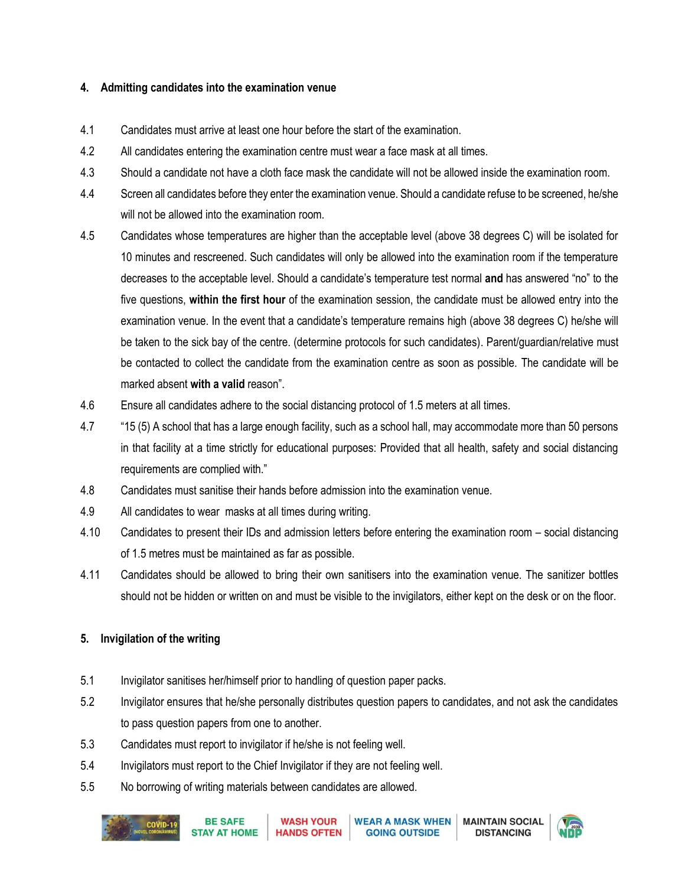## 4. Admitting candidates into the examination venue

4.1 Candidates must arrive at least one hour before the start of the examination.

4.2 All candidates entering the examination centre must wear a face mask at all times.

4.3 Should a candidate not have a cloth face mask the candidate will not be allowed inside the examination room.

4.4 Screen all candidates before they enter the examination venue. Should a candidate refuse to be screened, he/she will not be allowed into the examination room.

4.5 Candidates whose temperatures are higher than the acceptable level (above 38 degrees C) will be isolated for 10 minutes and rescreened. Such candidates will only be allowed into the examination room if the temperature decreases to the acceptable level. Should a candidate's temperature test normal **and** has answered "no" to the five questions, **within the first hour** of the examination session, the candidate must be allowed entry into the examination venue. In the event that a candidate's temperature remains high (above 38 degrees C) he/she will be taken to the sick bay of the centre. (determine protocols for such candidates). Parent/guardian/relative must be contacted to collect the candidate from the examination centre as soon as possible. The candidate will be marked absent **with a valid** reason".

4.6 Ensure all candidates adhere to the social distancing protocol of 1.5 meters at all times.

4.7 "15 (5) A school that has a large enough facility, such as a school hall, may accommodate more than 50 persons in that facility at a time strictly for educational purposes: Provided that all health, safety and social distancing requirements are complied with."

4.8 Candidates must sanitise their hands before admission into the examination venue.

4.9 All candidates to wear masks at all times during writing.

4.10 Candidates to present their IDs and admission letters before entering the examination room – social distancing of 1.5 metres must be maintained as far as possible.

4.11 Candidates should be allowed to bring their own sanitisers into the examination venue. The sanitizer bottles should not be hidden or written on and must be visible to the invigilators, either kept on the desk or on the floor.

## 5. Invigilation of the writing

5.1 Invigilator sanitises her/himself prior to handling of question paper packs.

5.2 Invigilator ensures that he/she personally distributes question papers to candidates, and not ask the candidates to pass question papers from one to another.

5.3 Candidates must report to invigilator if he/she is not feeling well.

5.4 Invigilators must report to the Chief Invigilator if they are not feeling well.

5.5 No borrowing of writing materials between candidates are allowed.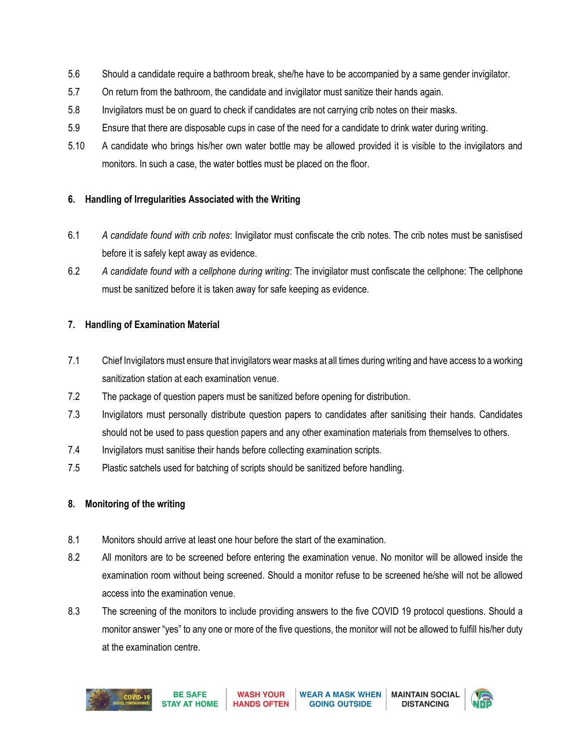5.6 Should a candidate require a bathroom break, she/he have to be accompanied by a same gender invigilator.

5.7 On return from the bathroom, the candidate and invigilator must sanitize their hands again.

5.8 Invigilators must be on guard to check if candidates are not carrying crib notes on their masks.

5.9 Ensure that there are disposable cups in case of the need for a candidate to drink water during writing.

5.10 A candidate who brings his/her own water bottle may be allowed provided it is visible to the invigilators and monitors. In such a case, the water bottles must be placed on the floor.

## 6. Handling of Irregularities Associated with the Writing

6.1 *A candidate found with crib notes*: Invigilator must confiscate the crib notes. The crib notes must be sanistised before it is safely kept away as evidence.

6.2 *A candidate found with a cellphone during writing*: The invigilator must confiscate the cellphone: The cellphone must be sanitized before it is taken away for safe keeping as evidence.

## 7. Handling of Examination Material

7.1 Chief Invigilators must ensure that invigilators wear masks at all times during writing and have access to a working sanitization station at each examination venue.

7.2 The package of question papers must be sanitized before opening for distribution.

7.3 Invigilators must personally distribute question papers to candidates after sanitising their hands. Candidates should not be used to pass question papers and any other examination materials from themselves to others.

7.4 Invigilators must sanitise their hands before collecting examination scripts.

7.5 Plastic satchels used for batching of scripts should be sanitized before handling.

## 8. Monitoring of the writing

8.1 Monitors should arrive at least one hour before the start of the examination.

8.2 All monitors are to be screened before entering the examination venue. No monitor will be allowed inside the examination room without being screened. Should a monitor refuse to be screened he/she will not be allowed access into the examination venue.

8.3 The screening of the monitors to include providing answers to the five COVID 19 protocol questions. Should a monitor answer "yes" to any one or more of the five questions, the monitor will not be allowed to fulfill his/her duty at the examination centre.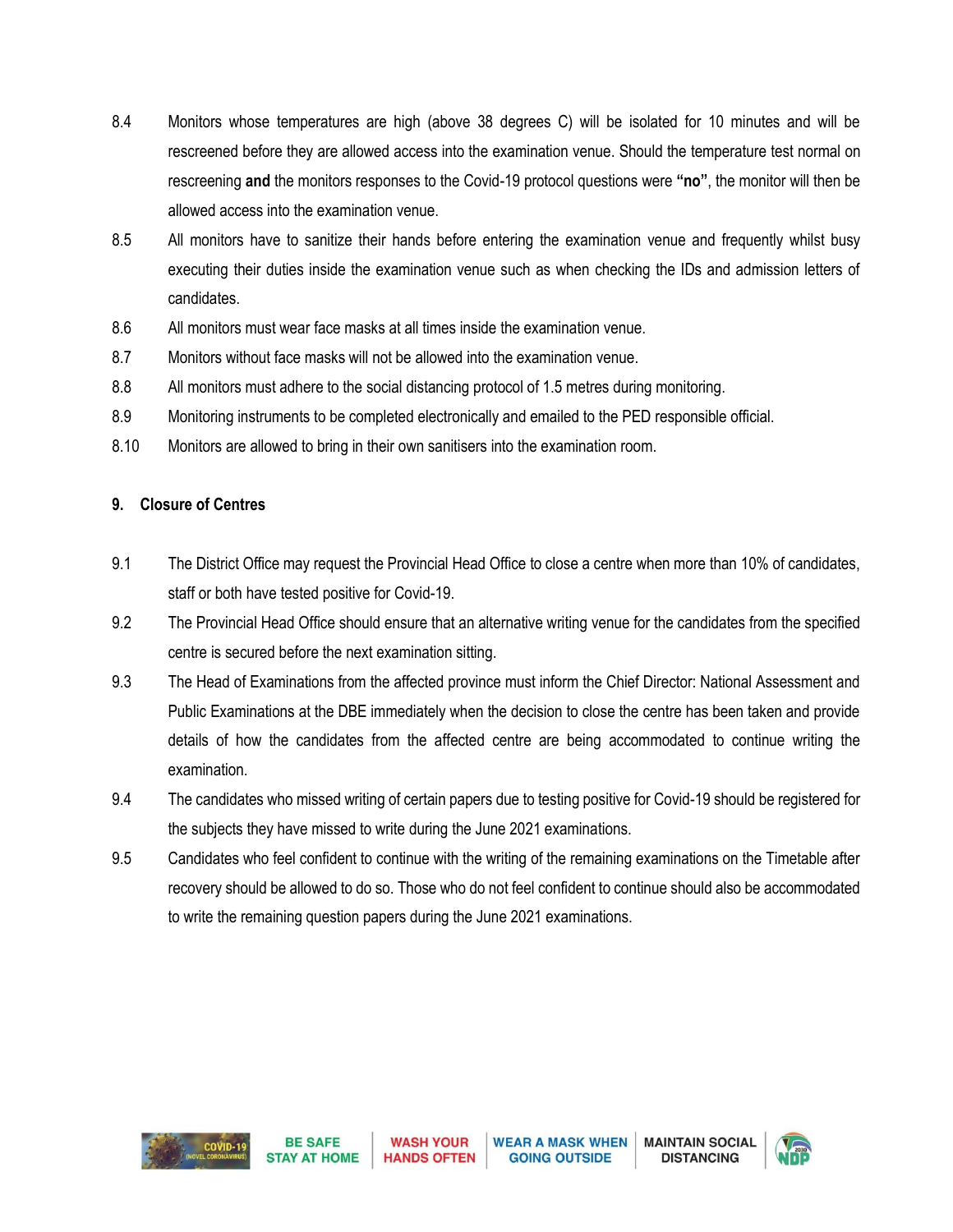8.4 Monitors whose temperatures are high (above 38 degrees C) will be isolated for 10 minutes and will be rescreened before they are allowed access into the examination venue. Should the temperature test normal on rescreening **and** the monitors responses to the Covid-19 protocol questions were **"no"**, the monitor will then be allowed access into the examination venue.

8.5 All monitors have to sanitize their hands before entering the examination venue and frequently whilst busy executing their duties inside the examination venue such as when checking the IDs and admission letters of candidates.

8.6 All monitors must wear face masks at all times inside the examination venue.

8.7 Monitors without face masks will not be allowed into the examination venue.

8.8 All monitors must adhere to the social distancing protocol of 1.5 metres during monitoring.

8.9 Monitoring instruments to be completed electronically and emailed to the PED responsible official.

8.10 Monitors are allowed to bring in their own sanitisers into the examination room.

**9. Closure of Centres**

9.1 The District Office may request the Provincial Head Office to close a centre when more than 10% of candidates, staff or both have tested positive for Covid-19.

9.2 The Provincial Head Office should ensure that an alternative writing venue for the candidates from the specified centre is secured before the next examination sitting.

9.3 The Head of Examinations from the affected province must inform the Chief Director: National Assessment and Public Examinations at the DBE immediately when the decision to close the centre has been taken and provide details of how the candidates from the affected centre are being accommodated to continue writing the examination.

9.4 The candidates who missed writing of certain papers due to testing positive for Covid-19 should be registered for the subjects they have missed to write during the June 2021 examinations.

9.5 Candidates who feel confident to continue with the writing of the remaining examinations on the Timetable after recovery should be allowed to do so. Those who do not feel confident to continue should also be accommodated to write the remaining question papers during the June 2021 examinations.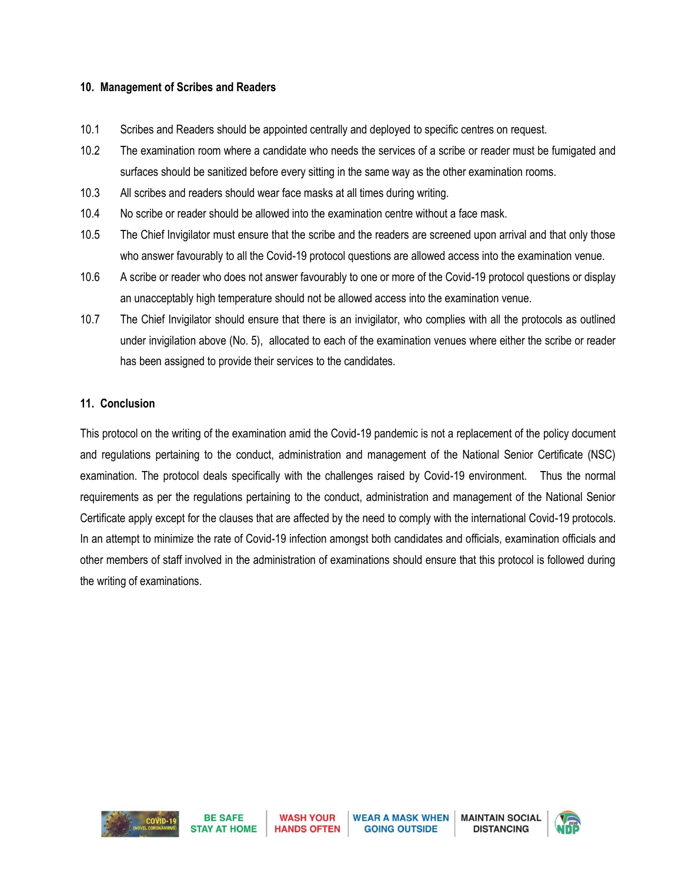## 10. Management of Scribes and Readers

10.1 Scribes and Readers should be appointed centrally and deployed to specific centres on request.

10.2 The examination room where a candidate who needs the services of a scribe or reader must be fumigated and surfaces should be sanitized before every sitting in the same way as the other examination rooms.

10.3 All scribes and readers should wear face masks at all times during writing.

10.4 No scribe or reader should be allowed into the examination centre without a face mask.

10.5 The Chief Invigilator must ensure that the scribe and the readers are screened upon arrival and that only those who answer favourably to all the Covid-19 protocol questions are allowed access into the examination venue.

10.6 A scribe or reader who does not answer favourably to one or more of the Covid-19 protocol questions or display an unacceptably high temperature should not be allowed access into the examination venue.

10.7 The Chief Invigilator should ensure that there is an invigilator, who complies with all the protocols as outlined under invigilation above (No. 5), allocated to each of the examination venues where either the scribe or reader has been assigned to provide their services to the candidates.

## 11. Conclusion

This protocol on the writing of the examination amid the Covid-19 pandemic is not a replacement of the policy document and regulations pertaining to the conduct, administration and management of the National Senior Certificate (NSC) examination. The protocol deals specifically with the challenges raised by Covid-19 environment. Thus the normal requirements as per the regulations pertaining to the conduct, administration and management of the National Senior Certificate apply except for the clauses that are affected by the need to comply with the international Covid-19 protocols. In an attempt to minimize the rate of Covid-19 infection amongst both candidates and officials, examination officials and other members of staff involved in the administration of examinations should ensure that this protocol is followed during the writing of examinations.